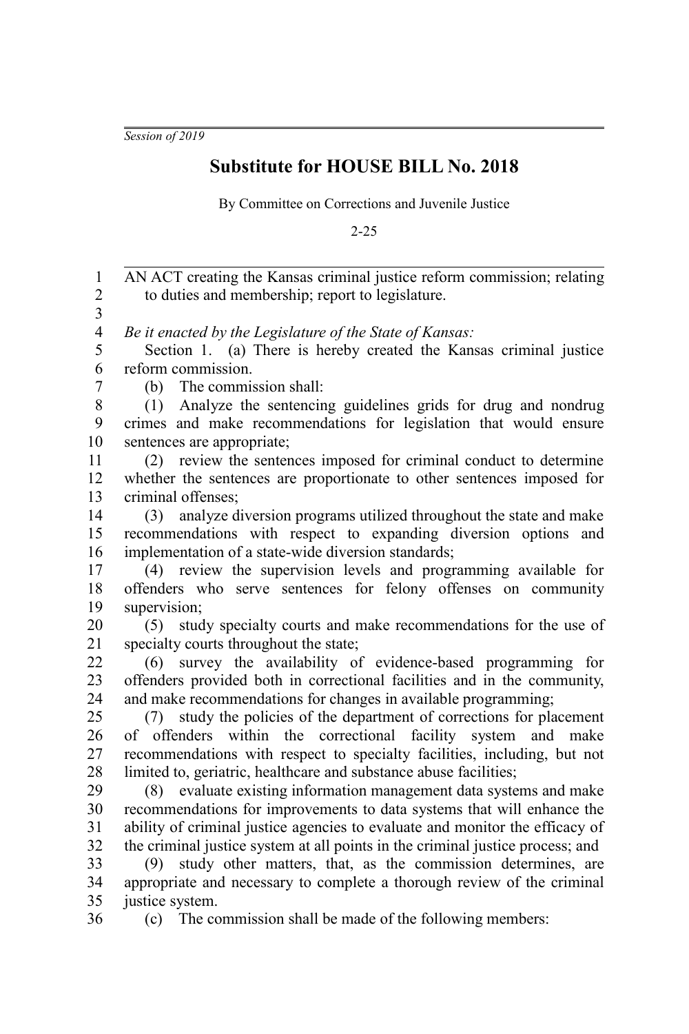*Session of 2019*

# Substitute for HOUSE BILL No. 2018

By Committee on Corrections and Juvenile Justice

2-25

AN ACT creating the Kansas criminal justice reform commission; relating to duties and membership; report to legislature.

*Be it enacted by the Legislature of the State of Kansas:*

Section 1. (a) There is hereby created the Kansas criminal justice reform commission.

(b) The commission shall:

(1) Analyze the sentencing guidelines grids for drug and nondrug crimes and make recommendations for legislation that would ensure sentences are appropriate;

(2) review the sentences imposed for criminal conduct to determine whether the sentences are proportionate to other sentences imposed for criminal offenses;

(3) analyze diversion programs utilized throughout the state and make recommendations with respect to expanding diversion options and implementation of a state-wide diversion standards;

(4) review the supervision levels and programming available for offenders who serve sentences for felony offenses on community supervision;

(5) study specialty courts and make recommendations for the use of specialty courts throughout the state;

(6) survey the availability of evidence-based programming for offenders provided both in correctional facilities and in the community, and make recommendations for changes in available programming;

(7) study the policies of the department of corrections for placement of offenders within the correctional facility system and make recommendations with respect to specialty facilities, including, but not limited to, geriatric, healthcare and substance abuse facilities;

(8) evaluate existing information management data systems and make recommendations for improvements to data systems that will enhance the ability of criminal justice agencies to evaluate and monitor the efficacy of the criminal justice system at all points in the criminal justice process; and

(9) study other matters, that, as the commission determines, are appropriate and necessary to complete a thorough review of the criminal justice system.

(c) The commission shall be made of the following members: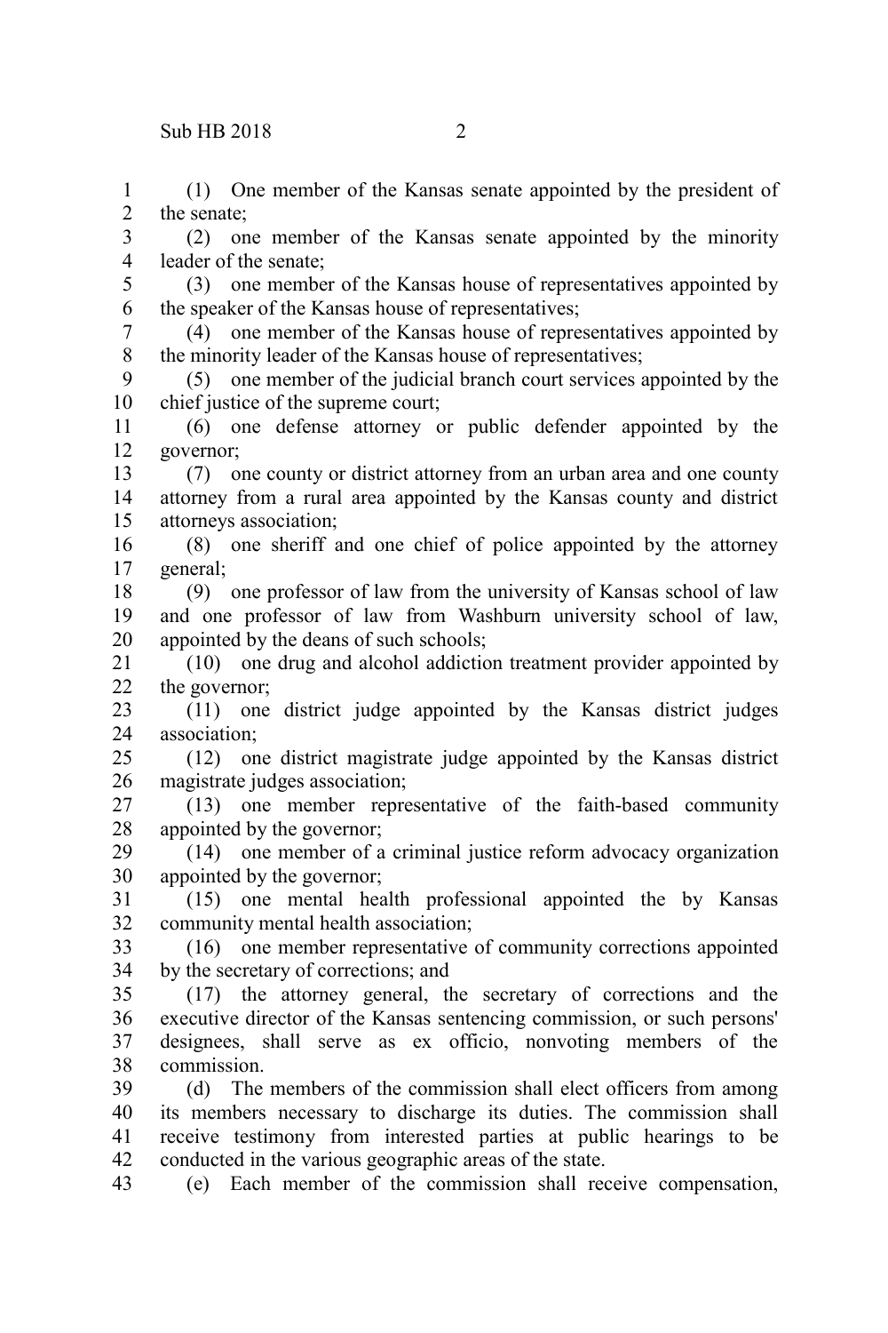(1) One member of the Kansas senate appointed by the president of the senate;

(2) one member of the Kansas senate appointed by the minority leader of the senate;

(3) one member of the Kansas house of representatives appointed by the speaker of the Kansas house of representatives;

(4) one member of the Kansas house of representatives appointed by the minority leader of the Kansas house of representatives;

(5) one member of the judicial branch court services appointed by the chief justice of the supreme court;

(6) one defense attorney or public defender appointed by the governor;

(7) one county or district attorney from an urban area and one county attorney from a rural area appointed by the Kansas county and district attorneys association;

(8) one sheriff and one chief of police appointed by the attorney general;

(9) one professor of law from the university of Kansas school of law and one professor of law from Washburn university school of law, appointed by the deans of such schools;

(10) one drug and alcohol addiction treatment provider appointed by the governor;

(11) one district judge appointed by the Kansas district judges association;

(12) one district magistrate judge appointed by the Kansas district magistrate judges association;

(13) one member representative of the faith-based community appointed by the governor;

(14) one member of a criminal justice reform advocacy organization appointed by the governor;

(15) one mental health professional appointed the by Kansas community mental health association;

(16) one member representative of community corrections appointed by the secretary of corrections; and

(17) the attorney general, the secretary of corrections and the executive director of the Kansas sentencing commission, or such persons' designees, shall serve as ex officio, nonvoting members of the commission.

(d) The members of the commission shall elect officers from among its members necessary to discharge its duties. The commission shall receive testimony from interested parties at public hearings to be conducted in the various geographic areas of the state.

(e) Each member of the commission shall receive compensation,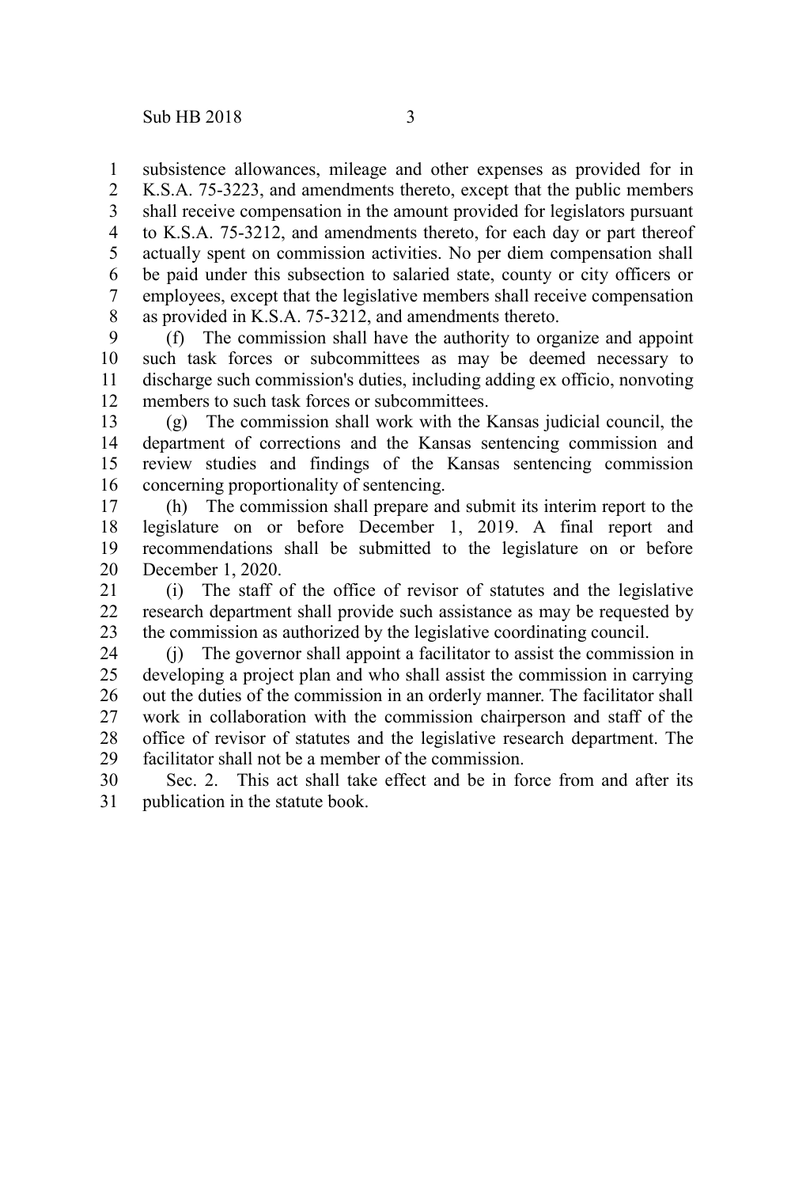subsistence allowances, mileage and other expenses as provided for in K.S.A. 75-3223, and amendments thereto, except that the public members shall receive compensation in the amount provided for legislators pursuant to K.S.A. 75-3212, and amendments thereto, for each day or part thereof actually spent on commission activities. No per diem compensation shall be paid under this subsection to salaried state, county or city officers or employees, except that the legislative members shall receive compensation as provided in K.S.A. 75-3212, and amendments thereto.

(f) The commission shall have the authority to organize and appoint such task forces or subcommittees as may be deemed necessary to discharge such commission's duties, including adding ex officio, nonvoting members to such task forces or subcommittees.

(g) The commission shall work with the Kansas judicial council, the department of corrections and the Kansas sentencing commission and review studies and findings of the Kansas sentencing commission concerning proportionality of sentencing.

(h) The commission shall prepare and submit its interim report to the legislature on or before December 1, 2019. A final report and recommendations shall be submitted to the legislature on or before December 1, 2020.

(i) The staff of the office of revisor of statutes and the legislative research department shall provide such assistance as may be requested by the commission as authorized by the legislative coordinating council.

(j) The governor shall appoint a facilitator to assist the commission in developing a project plan and who shall assist the commission in carrying out the duties of the commission in an orderly manner. The facilitator shall work in collaboration with the commission chairperson and staff of the office of revisor of statutes and the legislative research department. The facilitator shall not be a member of the commission.

Sec. 2. This act shall take effect and be in force from and after its publication in the statute book.